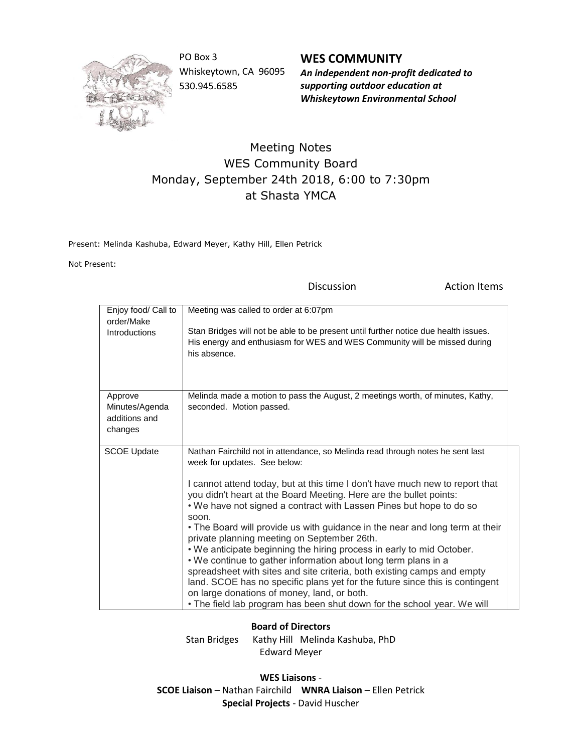PO Box 3
Whiskeytown, CA 96095
530.945.6585

**WES COMMUNITY**

***An independent non-profit dedicated to supporting outdoor education at Whiskeytown Environmental School***

# Meeting Notes
## WES Community Board
## Monday, September 24th 2018, 6:00 to 7:30pm
## at Shasta YMCA

Present: Melinda Kashuba, Edward Meyer, Kathy Hill, Ellen Petrick

Not Present:

| | Discussion | Action Items |
|---|---|---|
| Enjoy food/ Call to order/Make Introductions | Meeting was called to order at 6:07pm<br><br>Stan Bridges will not be able to be present until further notice due health issues. His energy and enthusiasm for WES and WES Community will be missed during his absence. | |
| Approve Minutes/Agenda additions and changes | Melinda made a motion to pass the August, 2 meetings worth, of minutes, Kathy, seconded. Motion passed. | |
| SCOE Update | Nathan Fairchild not in attendance, so Melinda read through notes he sent last week for updates. See below:<br><br>I cannot attend today, but at this time I don't have much new to report that you didn't heart at the Board Meeting. Here are the bullet points:<br>• We have not signed a contract with Lassen Pines but hope to do so soon.<br>• The Board will provide us with guidance in the near and long term at their private planning meeting on September 26th.<br>• We anticipate beginning the hiring process in early to mid October.<br>• We continue to gather information about long term plans in a spreadsheet with sites and site criteria, both existing camps and empty land. SCOE has no specific plans yet for the future since this is contingent on large donations of money, land, or both.<br>• The field lab program has been shut down for the school year. We will | |

**Board of Directors**

Stan Bridges   Kathy Hill   Melinda Kashuba, PhD
Edward Meyer

**WES Liaisons** -
**SCOE Liaison** – Nathan Fairchild   **WNRA Liaison** – Ellen Petrick
**Special Projects** - David Huscher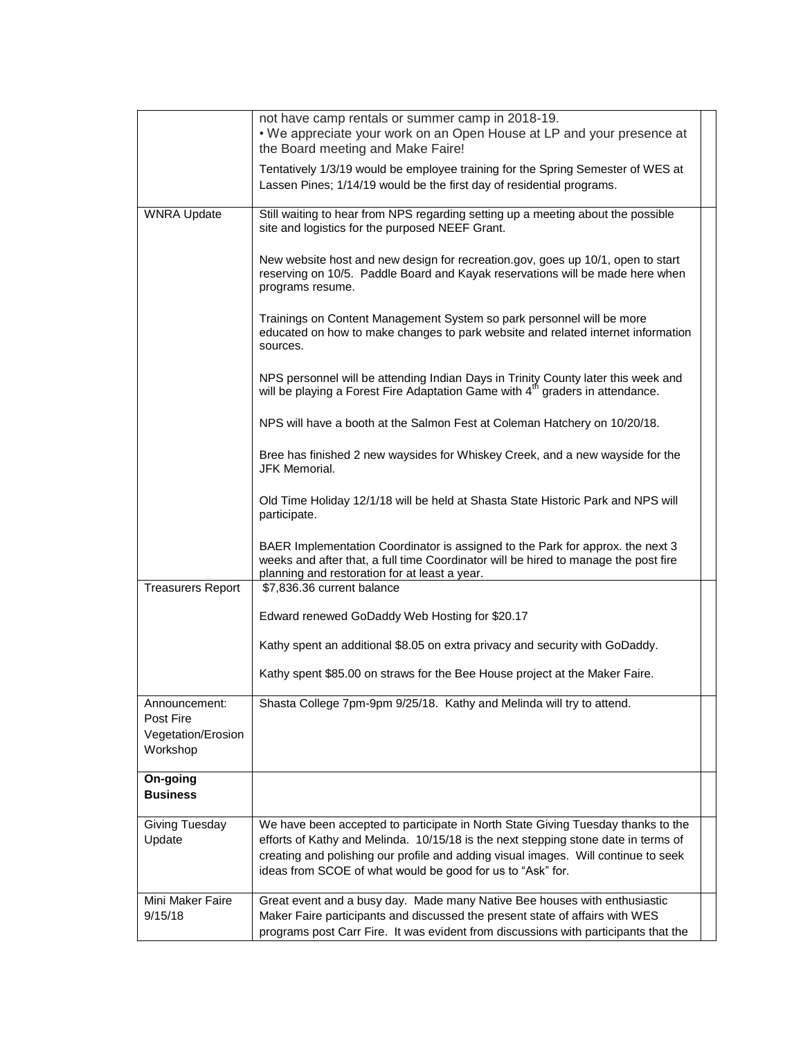| | | |
|---|---|---|
| | not have camp rentals or summer camp in 2018-19.<br>• We appreciate your work on an Open House at LP and your presence at the Board meeting and Make Faire!<br>Tentatively 1/3/19 would be employee training for the Spring Semester of WES at Lassen Pines; 1/14/19 would be the first day of residential programs. | |
| WNRA Update | Still waiting to hear from NPS regarding setting up a meeting about the possible site and logistics for the purposed NEEF Grant.<br><br>New website host and new design for recreation.gov, goes up 10/1, open to start reserving on 10/5. Paddle Board and Kayak reservations will be made here when programs resume.<br><br>Trainings on Content Management System so park personnel will be more educated on how to make changes to park website and related internet information sources.<br><br>NPS personnel will be attending Indian Days in Trinity County later this week and will be playing a Forest Fire Adaptation Game with 4th graders in attendance.<br><br>NPS will have a booth at the Salmon Fest at Coleman Hatchery on 10/20/18.<br><br>Bree has finished 2 new waysides for Whiskey Creek, and a new wayside for the JFK Memorial.<br><br>Old Time Holiday 12/1/18 will be held at Shasta State Historic Park and NPS will participate.<br><br>BAER Implementation Coordinator is assigned to the Park for approx. the next 3 weeks and after that, a full time Coordinator will be hired to manage the post fire planning and restoration for at least a year. | |
| Treasurers Report | $7,836.36 current balance<br><br>Edward renewed GoDaddy Web Hosting for $20.17<br><br>Kathy spent an additional $8.05 on extra privacy and security with GoDaddy.<br><br>Kathy spent $85.00 on straws for the Bee House project at the Maker Faire. | |
| Announcement: Post Fire Vegetation/Erosion Workshop | Shasta College 7pm-9pm 9/25/18. Kathy and Melinda will try to attend. | |
| **On-going Business** | | |
| Giving Tuesday Update | We have been accepted to participate in North State Giving Tuesday thanks to the efforts of Kathy and Melinda. 10/15/18 is the next stepping stone date in terms of creating and polishing our profile and adding visual images. Will continue to seek ideas from SCOE of what would be good for us to "Ask" for. | |
| Mini Maker Faire 9/15/18 | Great event and a busy day. Made many Native Bee houses with enthusiastic Maker Faire participants and discussed the present state of affairs with WES programs post Carr Fire. It was evident from discussions with participants that the | |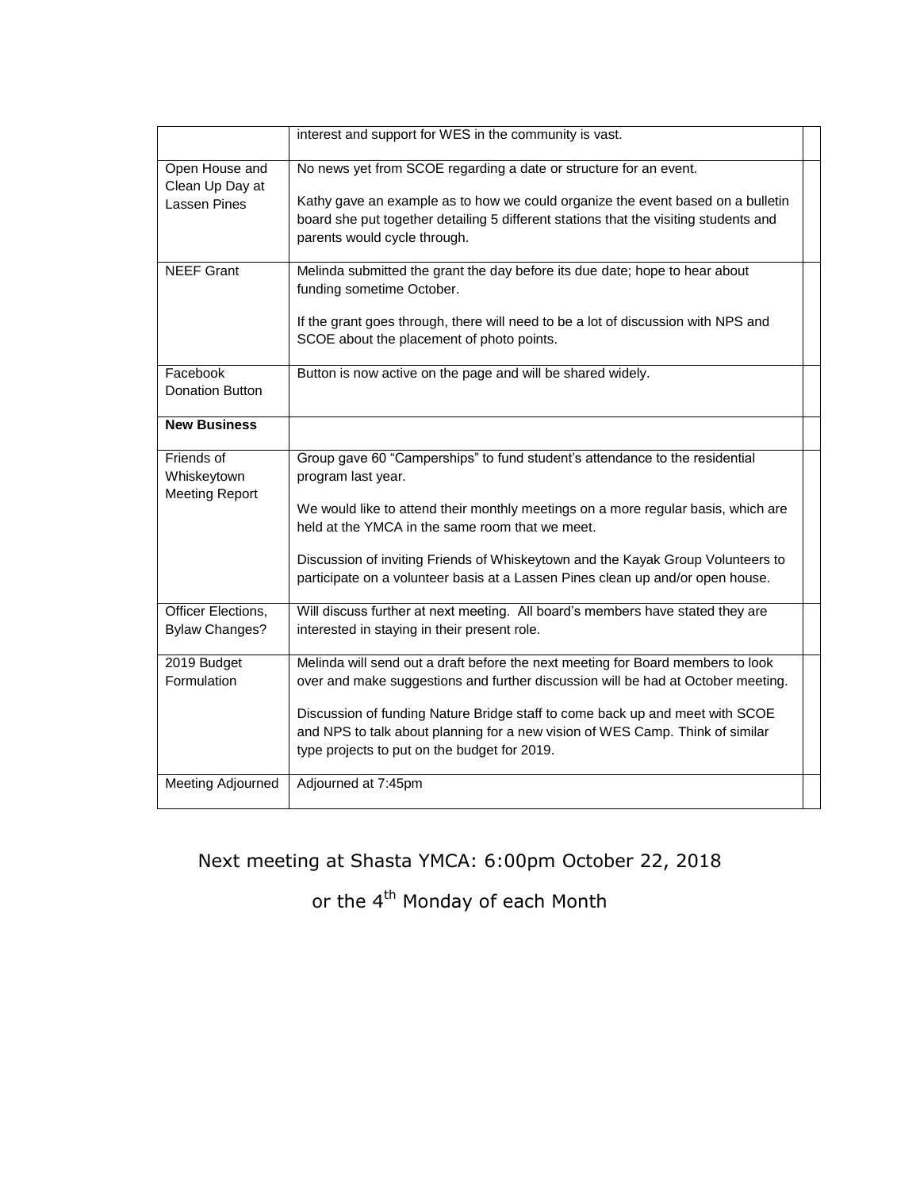| | | |
|---|---|---|
| | interest and support for WES in the community is vast. | |
| Open House and Clean Up Day at Lassen Pines | No news yet from SCOE regarding a date or structure for an event.<br><br>Kathy gave an example as to how we could organize the event based on a bulletin board she put together detailing 5 different stations that the visiting students and parents would cycle through. | |
| NEEF Grant | Melinda submitted the grant the day before its due date; hope to hear about funding sometime October.<br><br>If the grant goes through, there will need to be a lot of discussion with NPS and SCOE about the placement of photo points. | |
| Facebook Donation Button | Button is now active on the page and will be shared widely. | |
| **New Business** | | |
| Friends of Whiskeytown Meeting Report | Group gave 60 "Camperships" to fund student's attendance to the residential program last year.<br><br>We would like to attend their monthly meetings on a more regular basis, which are held at the YMCA in the same room that we meet.<br><br>Discussion of inviting Friends of Whiskeytown and the Kayak Group Volunteers to participate on a volunteer basis at a Lassen Pines clean up and/or open house. | |
| Officer Elections, Bylaw Changes? | Will discuss further at next meeting. All board's members have stated they are interested in staying in their present role. | |
| 2019 Budget Formulation | Melinda will send out a draft before the next meeting for Board members to look over and make suggestions and further discussion will be had at October meeting.<br><br>Discussion of funding Nature Bridge staff to come back up and meet with SCOE and NPS to talk about planning for a new vision of WES Camp. Think of similar type projects to put on the budget for 2019. | |
| Meeting Adjourned | Adjourned at 7:45pm | |

Next meeting at Shasta YMCA: 6:00pm October 22, 2018

or the 4th Monday of each Month